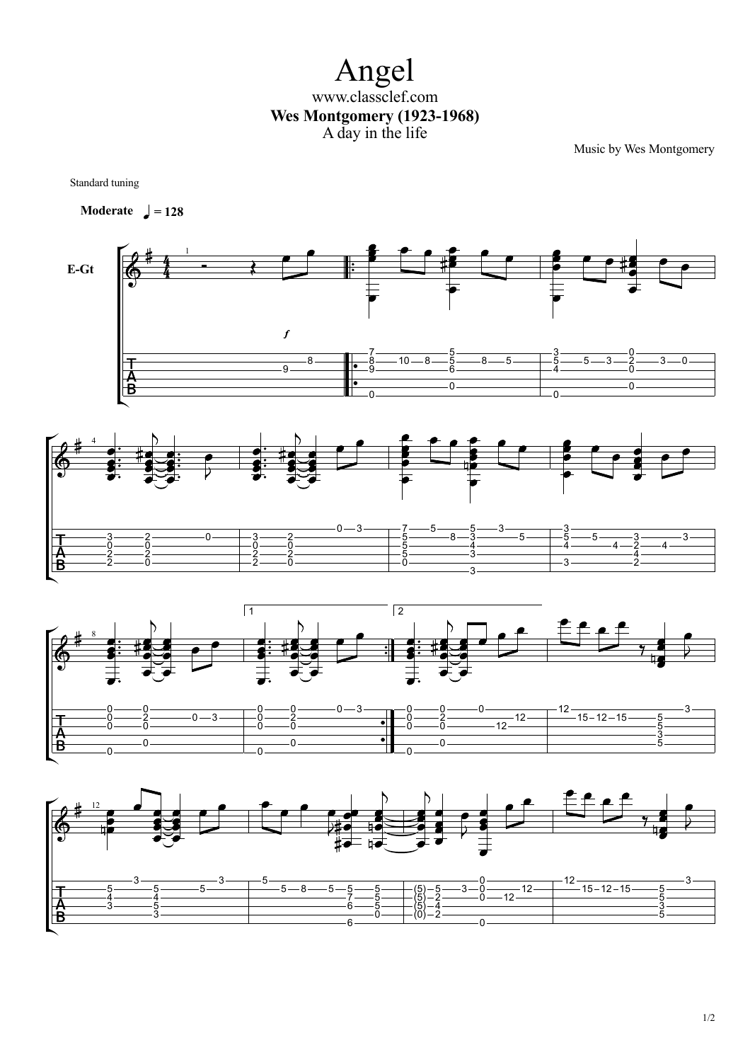# Angel

www.classclef.com

**Wes Montgomery (1923-1968)**

A day in the life

Music by Wes Montgomery

Standard tuning

**Moderate** ♩ = 128

E-Gt